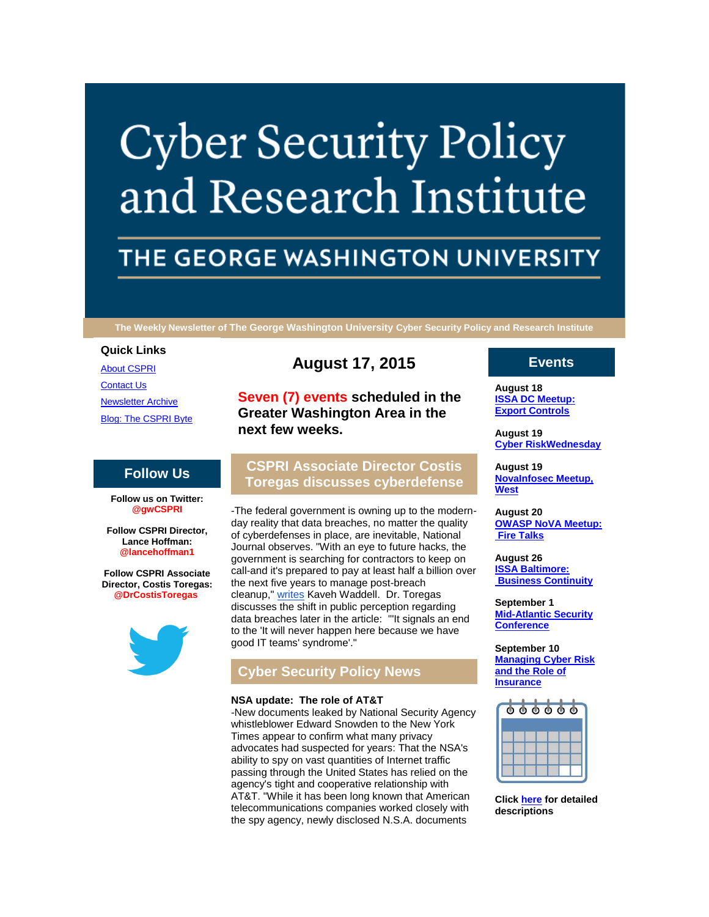# Cyber Security Policy and Research Institute

## THE GEORGE WASHINGTON UNIVERSITY

**The Weekly Newsletter of The George Washington University Cyber Security Policy and Research Institute**

### Quick Links

[About CSPRI](#)
[Contact Us](#)
[Newsletter Archive](#)
[Blog: The CSPRI Byte](#)

### Follow Us

**Follow us on Twitter: @gwCSPRI**

**Follow CSPRI Director, Lance Hoffman: @lancehoffman1**

**Follow CSPRI Associate Director, Costis Toregas: @DrCostisToregas**

## August 17, 2015

**Seven (7) events scheduled in the Greater Washington Area in the next few weeks.**

## CSPRI Associate Director Costis Toregas discusses cyberdefense

-The federal government is owning up to the modern-day reality that data breaches, no matter the quality of cyberdefenses in place, are inevitable, National Journal observes. "With an eye to future hacks, the government is searching for contractors to keep on call-and it's prepared to pay at least half a billion over the next five years to manage post-breach cleanup," [writes](#) Kaveh Waddell. Dr. Toregas discusses the shift in public perception regarding data breaches later in the article: "'It signals an end to the 'It will never happen here because we have good IT teams' syndrome'."

## Cyber Security Policy News

**NSA update: The role of AT&T**

-New documents leaked by National Security Agency whistleblower Edward Snowden to the New York Times appear to confirm what many privacy advocates had suspected for years: That the NSA's ability to spy on vast quantities of Internet traffic passing through the United States has relied on the agency's tight and cooperative relationship with AT&T. "While it has been long known that American telecommunications companies worked closely with the spy agency, newly disclosed N.S.A. documents

## Events

**August 18**
[ISSA DC Meetup: Export Controls](#)

**August 19**
[Cyber RiskWednesday](#)

**August 19**
[NovaInfosec Meetup, West](#)

**August 20**
[OWASP NoVA Meetup: Fire Talks](#)

**August 26**
[ISSA Baltimore: Business Continuity](#)

**September 1**
[Mid-Atlantic Security Conference](#)

**September 10**
[Managing Cyber Risk and the Role of Insurance](#)

**Click [here](#) for detailed descriptions**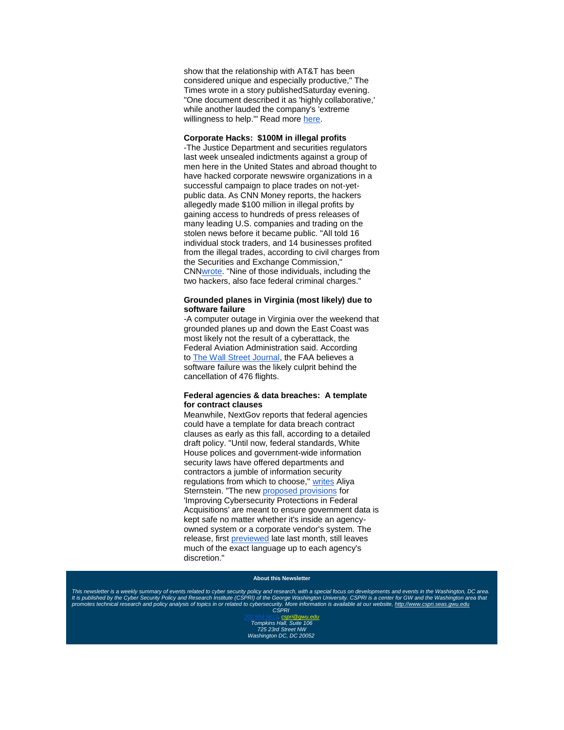show that the relationship with AT&T has been considered unique and especially productive," The Times wrote in a story publishedSaturday evening. "One document described it as 'highly collaborative,' while another lauded the company's 'extreme willingness to help.'" Read more here.

**Corporate Hacks: $100M in illegal profits**

-The Justice Department and securities regulators last week unsealed indictments against a group of men here in the United States and abroad thought to have hacked corporate newswire organizations in a successful campaign to place trades on not-yet-public data. As CNN Money reports, the hackers allegedly made $100 million in illegal profits by gaining access to hundreds of press releases of many leading U.S. companies and trading on the stolen news before it became public. "All told 16 individual stock traders, and 14 businesses profited from the illegal trades, according to civil charges from the Securities and Exchange Commission," CNNwrote. "Nine of those individuals, including the two hackers, also face federal criminal charges."

**Grounded planes in Virginia (most likely) due to software failure**

-A computer outage in Virginia over the weekend that grounded planes up and down the East Coast was most likely not the result of a cyberattack, the Federal Aviation Administration said. According to The Wall Street Journal, the FAA believes a software failure was the likely culprit behind the cancellation of 476 flights.

**Federal agencies & data breaches: A template for contract clauses**

Meanwhile, NextGov reports that federal agencies could have a template for data breach contract clauses as early as this fall, according to a detailed draft policy. "Until now, federal standards, White House polices and government-wide information security laws have offered departments and contractors a jumble of information security regulations from which to choose," writes Aliya Sternstein. "The new proposed provisions for 'Improving Cybersecurity Protections in Federal Acquisitions' are meant to ensure government data is kept safe no matter whether it's inside an agency-owned system or a corporate vendor's system. The release, first previewed late last month, still leaves much of the exact language up to each agency's discretion."

**About this Newsletter**

*This newsletter is a weekly summary of events related to cyber security policy and research, with a special focus on developments and events in the Washington, DC area. It is published by the Cyber Security Policy and Research Institute (CSPRI) of the George Washington University. CSPRI is a center for GW and the Washington area that promotes technical research and policy analysis of topics in or related to cybersecurity. More information is available at our website, http://www.cspri.seas.gwu.edu*

*CSPRI*
*202.994.5613, cspri@gwu.edu*
*Tompkins Hall, Suite 106*
*725 23rd Street NW*
*Washington DC, DC 20052*